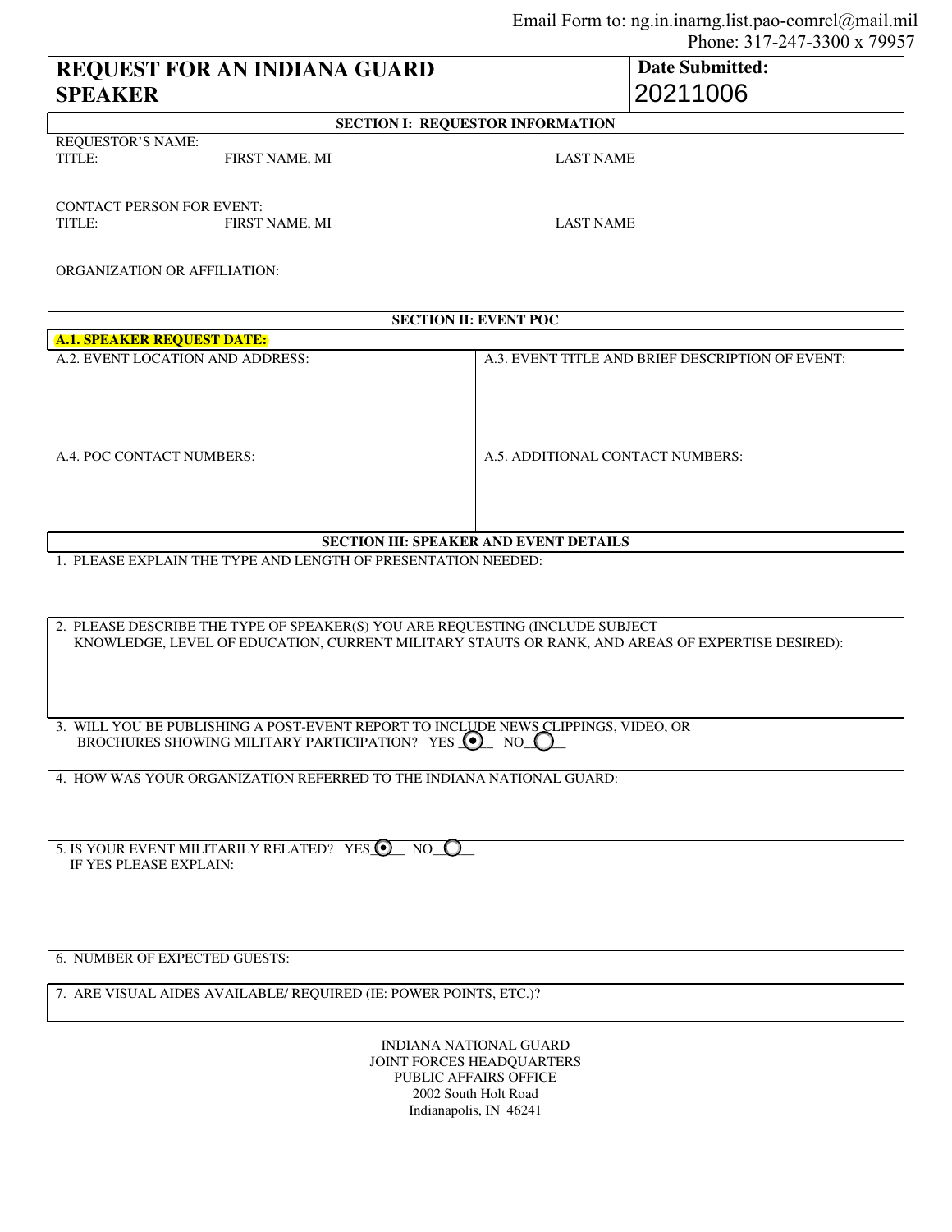Email Form to: ng.in.inarng.list.pao-comrel@mail.mil
Phone: 317-247-3300 x 79957

# REQUEST FOR AN INDIANA GUARD SPEAKER

**Date Submitted:** 20211006

## SECTION I: REQUESTOR INFORMATION

REQUESTOR'S NAME:
TITLE: FIRST NAME, MI LAST NAME

CONTACT PERSON FOR EVENT:
TITLE: FIRST NAME, MI LAST NAME

ORGANIZATION OR AFFILIATION:

## SECTION II: EVENT POC

**A.1. SPEAKER REQUEST DATE:**

| A.2. EVENT LOCATION AND ADDRESS: | A.3. EVENT TITLE AND BRIEF DESCRIPTION OF EVENT: |
|---|---|
| A.4. POC CONTACT NUMBERS: | A.5. ADDITIONAL CONTACT NUMBERS: |

## SECTION III: SPEAKER AND EVENT DETAILS

1. PLEASE EXPLAIN THE TYPE AND LENGTH OF PRESENTATION NEEDED:

2. PLEASE DESCRIBE THE TYPE OF SPEAKER(S) YOU ARE REQUESTING (INCLUDE SUBJECT KNOWLEDGE, LEVEL OF EDUCATION, CURRENT MILITARY STAUTS OR RANK, AND AREAS OF EXPERTISE DESIRED):

3. WILL YOU BE PUBLISHING A POST-EVENT REPORT TO INCLUDE NEWS CLIPPINGS, VIDEO, OR BROCHURES SHOWING MILITARY PARTICIPATION? YES (●) NO ( )

4. HOW WAS YOUR ORGANIZATION REFERRED TO THE INDIANA NATIONAL GUARD:

5. IS YOUR EVENT MILITARILY RELATED? YES (●) NO ( )
IF YES PLEASE EXPLAIN:

6. NUMBER OF EXPECTED GUESTS:

7. ARE VISUAL AIDES AVAILABLE/ REQUIRED (IE: POWER POINTS, ETC.)?

INDIANA NATIONAL GUARD
JOINT FORCES HEADQUARTERS
PUBLIC AFFAIRS OFFICE
2002 South Holt Road
Indianapolis, IN 46241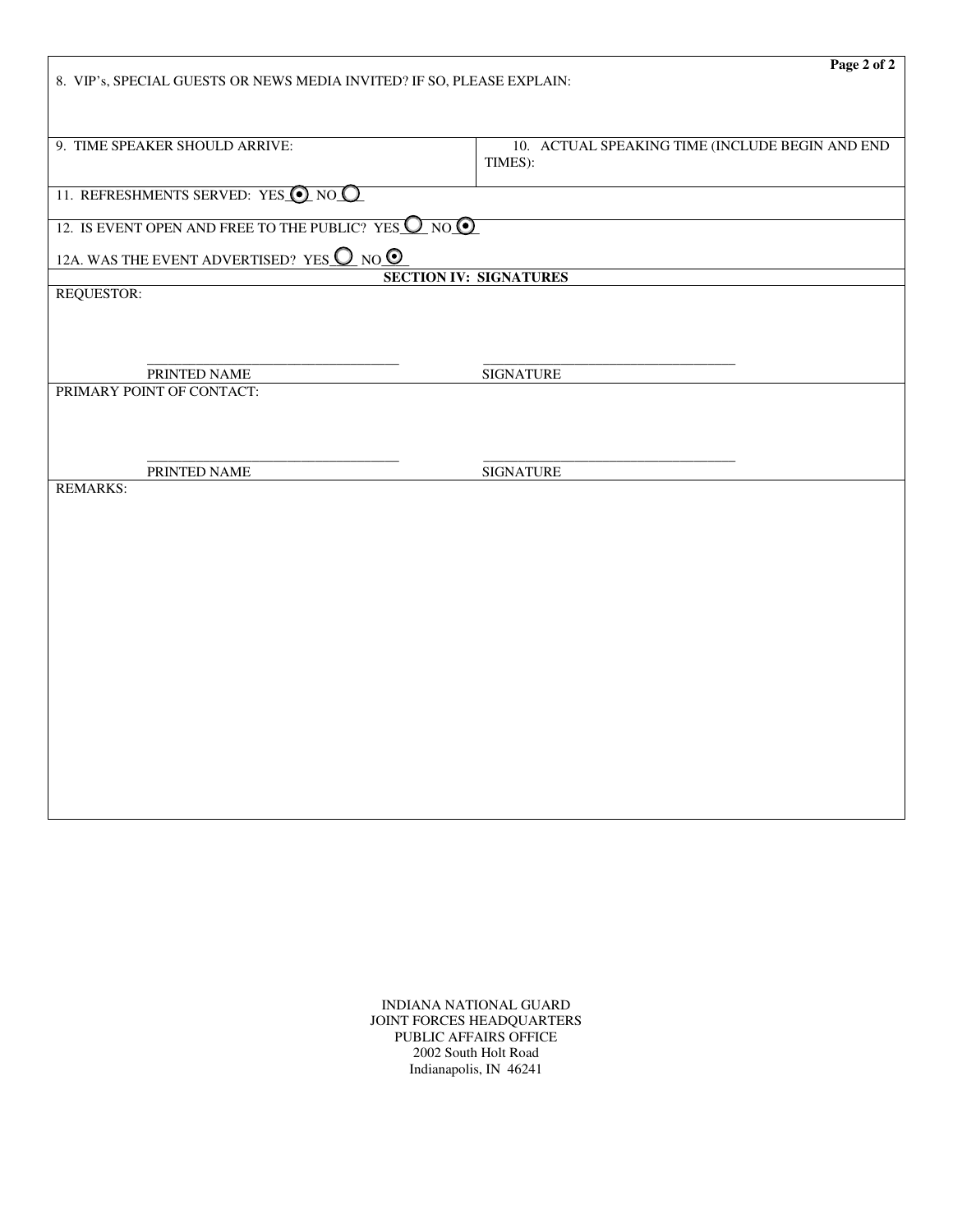8. VIP's, SPECIAL GUESTS OR NEWS MEDIA INVITED? IF SO, PLEASE EXPLAIN:

| | |
|---|---|
| 9. TIME SPEAKER SHOULD ARRIVE: | 10. ACTUAL SPEAKING TIME (INCLUDE BEGIN AND END TIMES): |

11. REFRESHMENTS SERVED: YES ◉ NO ○

12. IS EVENT OPEN AND FREE TO THE PUBLIC? YES ○ NO ◉

12A. WAS THE EVENT ADVERTISED? YES ○ NO ◉

## SECTION IV: SIGNATURES

REQUESTOR:

\_\_\_\_\_\_\_\_\_\_\_\_\_\_\_\_\_\_\_\_\_\_\_\_\_\_\_\_\_\_\_\_\_\_\_ \_\_\_\_\_\_\_\_\_\_\_\_\_\_\_\_\_\_\_\_\_\_\_\_\_\_\_\_\_\_\_\_\_\_\_

PRINTED NAME SIGNATURE

PRIMARY POINT OF CONTACT:

\_\_\_\_\_\_\_\_\_\_\_\_\_\_\_\_\_\_\_\_\_\_\_\_\_\_\_\_\_\_\_\_\_\_\_ \_\_\_\_\_\_\_\_\_\_\_\_\_\_\_\_\_\_\_\_\_\_\_\_\_\_\_\_\_\_\_\_\_\_\_

PRINTED NAME SIGNATURE

REMARKS:

INDIANA NATIONAL GUARD
JOINT FORCES HEADQUARTERS
PUBLIC AFFAIRS OFFICE
2002 South Holt Road
Indianapolis, IN 46241